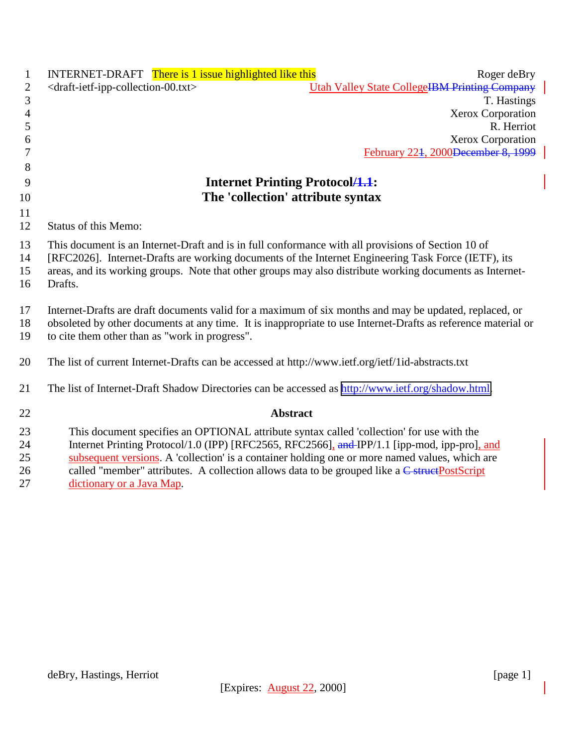INTERNET-DRAFT There is 1 issue highlighted like this

<draft-ietf-ipp-collection-00.txt>

Roger deBry
Utah Valley State CollegeIBM Printing Company
T. Hastings
Xerox Corporation
R. Herriot
Xerox Corporation
February 221, 2000December 8, 1999

# Internet Printing Protocol/1.1:
# The 'collection' attribute syntax

Status of this Memo:

This document is an Internet-Draft and is in full conformance with all provisions of Section 10 of [RFC2026]. Internet-Drafts are working documents of the Internet Engineering Task Force (IETF), its areas, and its working groups. Note that other groups may also distribute working documents as Internet-Drafts.

Internet-Drafts are draft documents valid for a maximum of six months and may be updated, replaced, or obsoleted by other documents at any time. It is inappropriate to use Internet-Drafts as reference material or to cite them other than as "work in progress".

The list of current Internet-Drafts can be accessed at http://www.ietf.org/ietf/1id-abstracts.txt

The list of Internet-Draft Shadow Directories can be accessed as http://www.ietf.org/shadow.html.

## Abstract

This document specifies an OPTIONAL attribute syntax called 'collection' for use with the Internet Printing Protocol/1.0 (IPP) [RFC2565, RFC2566], and IPP/1.1 [ipp-mod, ipp-pro], and subsequent versions. A 'collection' is a container holding one or more named values, which are called "member" attributes. A collection allows data to be grouped like a C structPostScript dictionary or a Java Map.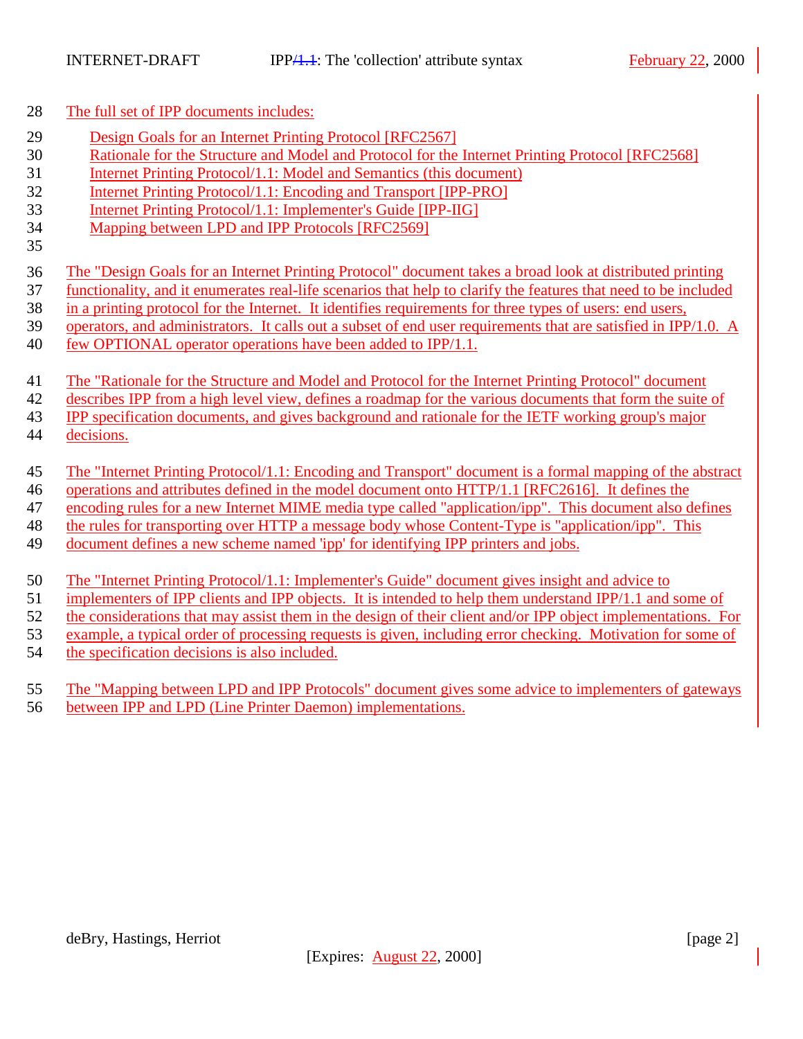The full set of IPP documents includes:

- Design Goals for an Internet Printing Protocol [RFC2567]
- Rationale for the Structure and Model and Protocol for the Internet Printing Protocol [RFC2568]
- Internet Printing Protocol/1.1: Model and Semantics (this document)
- Internet Printing Protocol/1.1: Encoding and Transport [IPP-PRO]
- Internet Printing Protocol/1.1: Implementer's Guide [IPP-IIG]
- Mapping between LPD and IPP Protocols [RFC2569]

The "Design Goals for an Internet Printing Protocol" document takes a broad look at distributed printing functionality, and it enumerates real-life scenarios that help to clarify the features that need to be included in a printing protocol for the Internet. It identifies requirements for three types of users: end users, operators, and administrators. It calls out a subset of end user requirements that are satisfied in IPP/1.0. A few OPTIONAL operator operations have been added to IPP/1.1.

The "Rationale for the Structure and Model and Protocol for the Internet Printing Protocol" document describes IPP from a high level view, defines a roadmap for the various documents that form the suite of IPP specification documents, and gives background and rationale for the IETF working group's major decisions.

The "Internet Printing Protocol/1.1: Encoding and Transport" document is a formal mapping of the abstract operations and attributes defined in the model document onto HTTP/1.1 [RFC2616]. It defines the encoding rules for a new Internet MIME media type called "application/ipp". This document also defines the rules for transporting over HTTP a message body whose Content-Type is "application/ipp". This document defines a new scheme named 'ipp' for identifying IPP printers and jobs.

The "Internet Printing Protocol/1.1: Implementer's Guide" document gives insight and advice to implementers of IPP clients and IPP objects. It is intended to help them understand IPP/1.1 and some of the considerations that may assist them in the design of their client and/or IPP object implementations. For example, a typical order of processing requests is given, including error checking. Motivation for some of the specification decisions is also included.

The "Mapping between LPD and IPP Protocols" document gives some advice to implementers of gateways between IPP and LPD (Line Printer Daemon) implementations.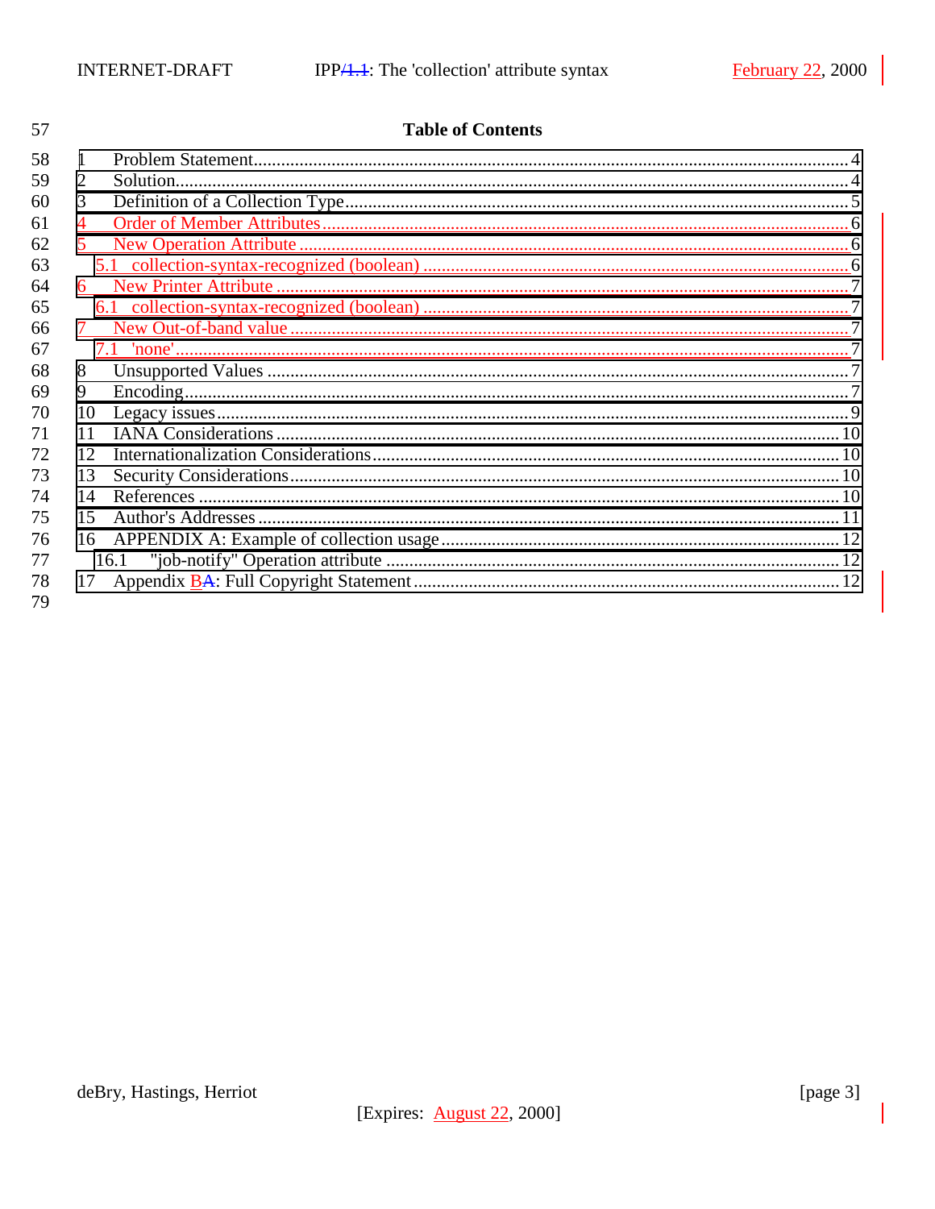## Table of Contents

1 Problem Statement ........................................................................................................ 4
2 Solution........................................................................................................................ 4
3 Definition of a Collection Type .................................................................................. 5
4 Order of Member Attributes ........................................................................................ 6
5 New Operation Attribute .............................................................................................. 6
  5.1 collection-syntax-recognized (boolean) ................................................................. 6
6 New Printer Attribute ................................................................................................... 7
  6.1 collection-syntax-recognized (boolean) ................................................................. 7
7 New Out-of-band value ................................................................................................. 7
  7.1 'none' ....................................................................................................................... 7
8 Unsupported Values ..................................................................................................... 7
9 Encoding........................................................................................................................ 7
10 Legacy issues ............................................................................................................... 9
11 IANA Considerations ................................................................................................ 10
12 Internationalization Considerations ......................................................................... 10
13 Security Considerations............................................................................................ 10
14 References ................................................................................................................. 10
15 Author's Addresses .................................................................................................... 11
16 APPENDIX A: Example of collection usage ............................................................. 12
  16.1 "job-notify" Operation attribute .......................................................................... 12
17 Appendix BA: Full Copyright Statement .................................................................... 12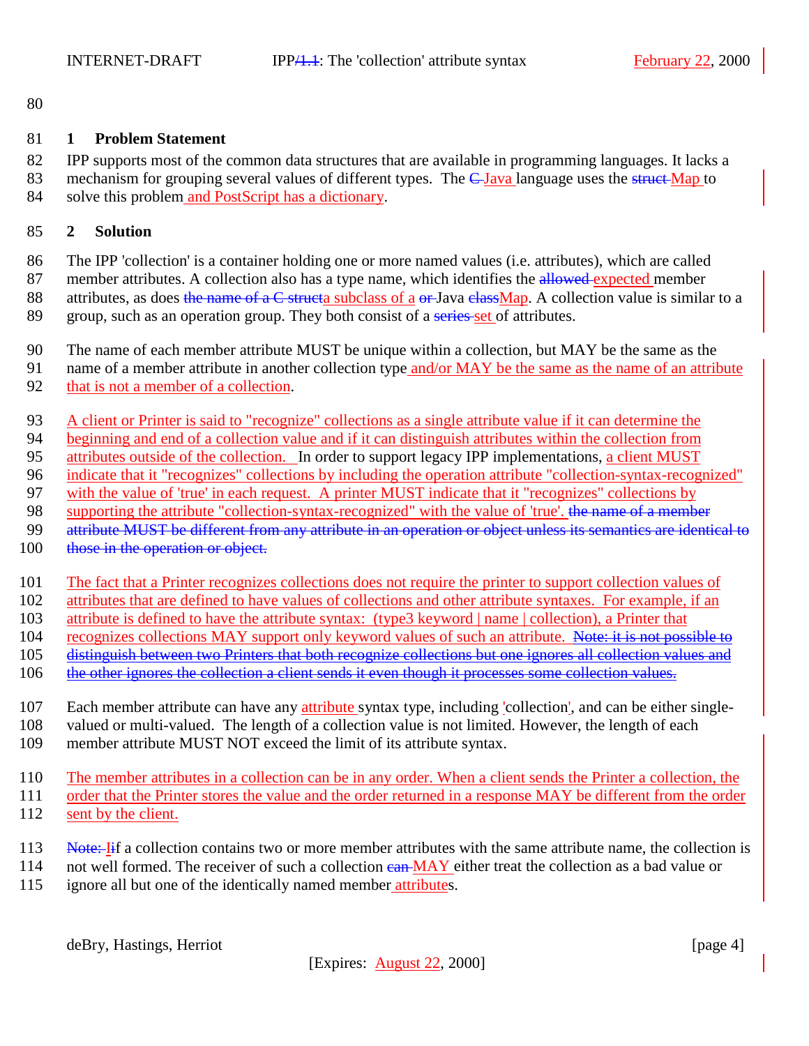## 1 Problem Statement

IPP supports most of the common data structures that are available in programming languages. It lacks a mechanism for grouping several values of different types. The ~~C~~ Java language uses the ~~struct~~ Map to solve this problem and PostScript has a dictionary.

## 2 Solution

The IPP 'collection' is a container holding one or more named values (i.e. attributes), which are called member attributes. A collection also has a type name, which identifies the ~~allowed~~ expected member attributes, as does ~~the name of a C struct~~a subclass of a ~~or~~ Java ~~class~~Map. A collection value is similar to a group, such as an operation group. They both consist of a ~~series~~ set of attributes.

The name of each member attribute MUST be unique within a collection, but MAY be the same as the name of a member attribute in another collection type and/or MAY be the same as the name of an attribute that is not a member of a collection.

A client or Printer is said to "recognize" collections as a single attribute value if it can determine the beginning and end of a collection value and if it can distinguish attributes within the collection from attributes outside of the collection. In order to support legacy IPP implementations, a client MUST indicate that it "recognizes" collections by including the operation attribute "collection-syntax-recognized" with the value of 'true' in each request. A printer MUST indicate that it "recognizes" collections by supporting the attribute "collection-syntax-recognized" with the value of 'true'. ~~the name of a member attribute MUST be different from any attribute in an operation or object unless its semantics are identical to those in the operation or object.~~

The fact that a Printer recognizes collections does not require the printer to support collection values of attributes that are defined to have values of collections and other attribute syntaxes. For example, if an attribute is defined to have the attribute syntax: (type3 keyword | name | collection), a Printer that recognizes collections MAY support only keyword values of such an attribute. ~~Note: it is not possible to distinguish between two Printers that both recognize collections but one ignores all collection values and the other ignores the collection a client sends it even though it processes some collection values.~~

Each member attribute can have any attribute syntax type, including 'collection', and can be either single-valued or multi-valued. The length of a collection value is not limited. However, the length of each member attribute MUST NOT exceed the limit of its attribute syntax.

The member attributes in a collection can be in any order. When a client sends the Printer a collection, the order that the Printer stores the value and the order returned in a response MAY be different from the order sent by the client.

~~Note: i~~If a collection contains two or more member attributes with the same attribute name, the collection is not well formed. The receiver of such a collection ~~can~~ MAY either treat the collection as a bad value or ignore all but one of the identically named member attributes.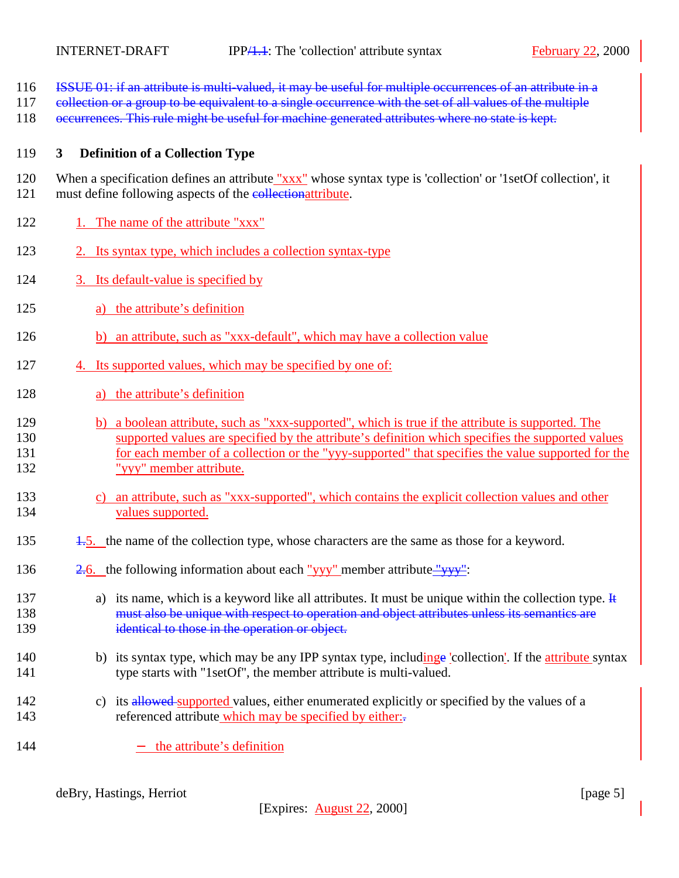116 ~~ISSUE 01: if an attribute is multi-valued, it may be useful for multiple occurrences of an attribute in a~~
117 ~~collection or a group to be equivalent to a single occurrence with the set of all values of the multiple~~
118 ~~occurrences. This rule might be useful for machine generated attributes where no state is kept.~~

## 119 3 Definition of a Collection Type

120 When a specification defines an attribute "xxx" whose syntax type is 'collection' or '1setOf collection', it
121 must define following aspects of the ~~collection~~attribute.

122 1. The name of the attribute "xxx"

123 2. Its syntax type, which includes a collection syntax-type

124 3. Its default-value is specified by

125 a) the attribute's definition

126 b) an attribute, such as "xxx-default", which may have a collection value

127 4. Its supported values, which may be specified by one of:

128 a) the attribute's definition

129 b) a boolean attribute, such as "xxx-supported", which is true if the attribute is supported. The
130 supported values are specified by the attribute's definition which specifies the supported values
131 for each member of a collection or the "yyy-supported" that specifies the value supported for the
132 "yyy" member attribute.

133 c) an attribute, such as "xxx-supported", which contains the explicit collection values and other
134 values supported.

135 ~~1.~~5. the name of the collection type, whose characters are the same as those for a keyword.

136 ~~2.~~6. the following information about each "yyy" member attribute ~~"yyy"~~:

137 a) its name, which is a keyword like all attributes. It must be unique within the collection type. ~~It~~
138 ~~must also be unique with respect to operation and object attributes unless its semantics are~~
139 ~~identical to those in the operation or object.~~

140 b) its syntax type, which may be any IPP syntax type, includ~~e~~ing 'collection'. If the attribute syntax
141 type starts with "1setOf", the member attribute is multi-valued.

142 c) its ~~allowed~~ supported values, either enumerated explicitly or specified by the values of a
143 referenced attribute which may be specified by either:~~.~~

144 − the attribute's definition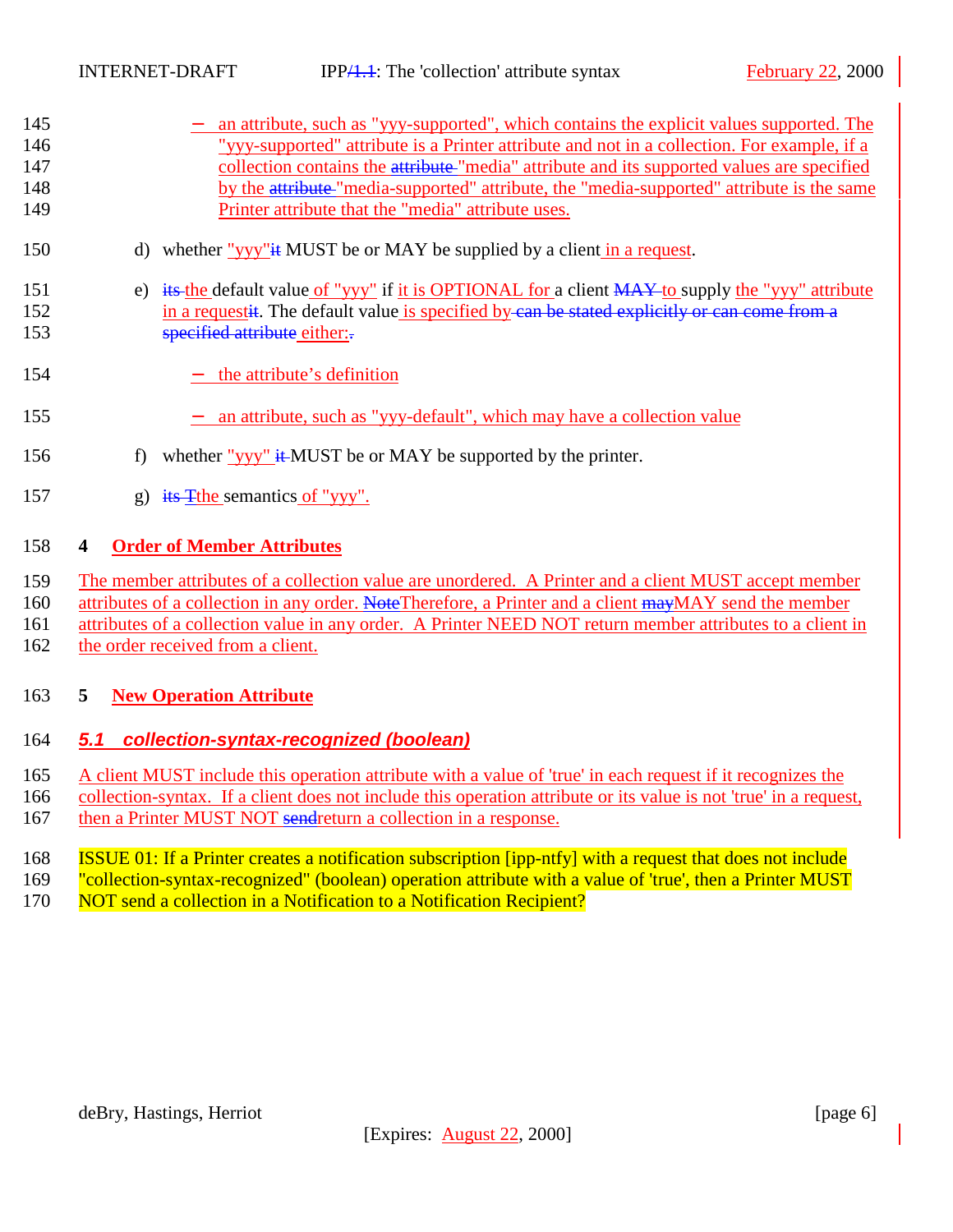- an attribute, such as "yyy-supported", which contains the explicit values supported. The "yyy-supported" attribute is a Printer attribute and not in a collection. For example, if a collection contains the attribute "media" attribute and its supported values are specified by the attribute "media-supported" attribute, the "media-supported" attribute is the same Printer attribute that the "media" attribute uses.

d) whether "yyy"it MUST be or MAY be supplied by a client in a request.

e) its the default value of "yyy" if it is OPTIONAL for a client MAY to supply the "yyy" attribute in a requestit. The default value is specified by can be stated explicitly or can come from a specified attribute either:.

- the attribute's definition

- an attribute, such as "yyy-default", which may have a collection value

f) whether "yyy" it MUST be or MAY be supported by the printer.

g) its Tthe semantics of "yyy".

# 4 Order of Member Attributes

The member attributes of a collection value are unordered. A Printer and a client MUST accept member attributes of a collection in any order. NoteTherefore, a Printer and a client mayMAY send the member attributes of a collection value in any order. A Printer NEED NOT return member attributes to a client in the order received from a client.

# 5 New Operation Attribute

## 5.1 collection-syntax-recognized (boolean)

A client MUST include this operation attribute with a value of 'true' in each request if it recognizes the collection-syntax. If a client does not include this operation attribute or its value is not 'true' in a request, then a Printer MUST NOT sendreturn a collection in a response.

ISSUE 01: If a Printer creates a notification subscription [ipp-ntfy] with a request that does not include "collection-syntax-recognized" (boolean) operation attribute with a value of 'true', then a Printer MUST NOT send a collection in a Notification to a Notification Recipient?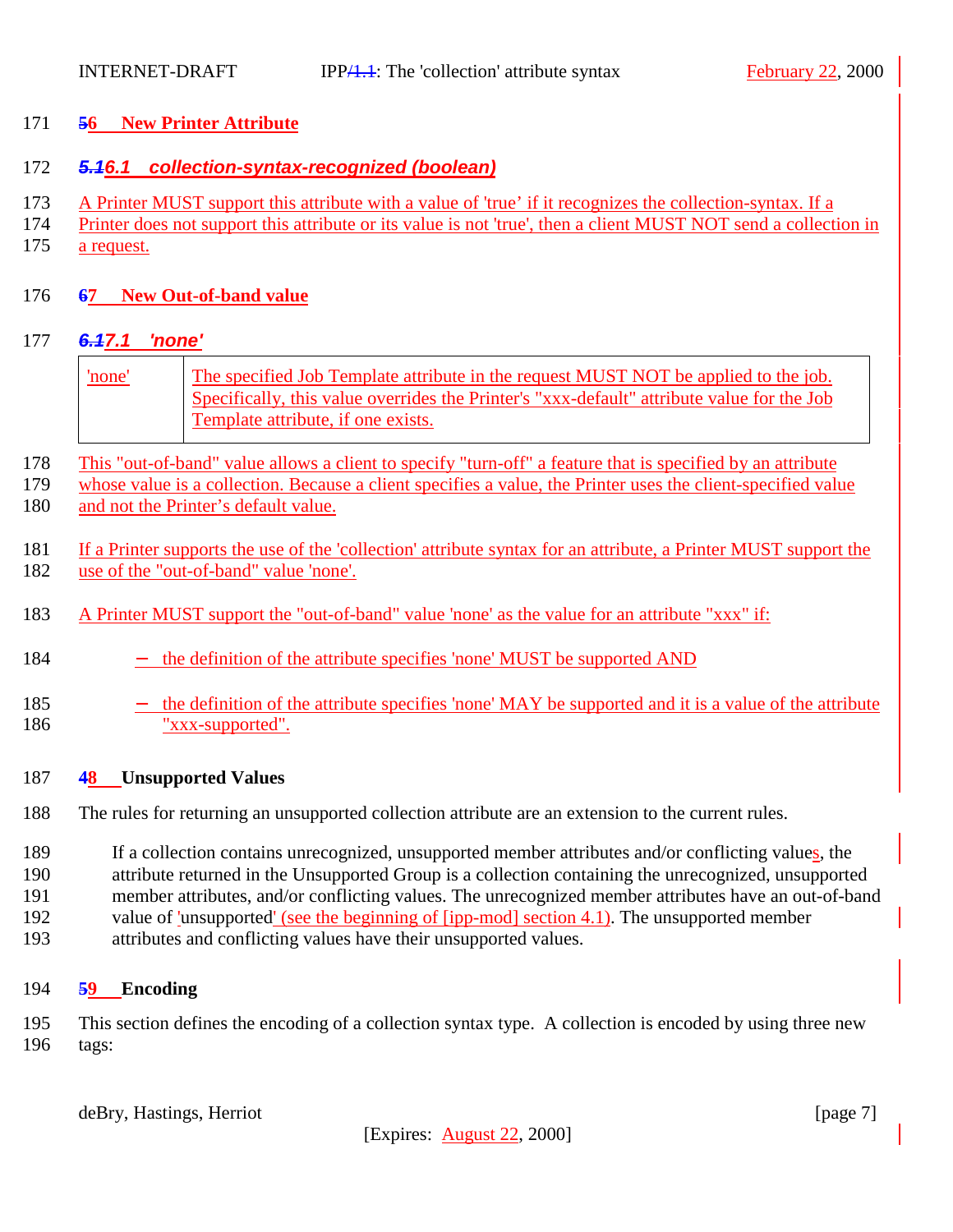## 6 New Printer Attribute

### 6.1 collection-syntax-recognized (boolean)

A Printer MUST support this attribute with a value of 'true' if it recognizes the collection-syntax. If a Printer does not support this attribute or its value is not 'true', then a client MUST NOT send a collection in a request.

## 7 New Out-of-band value

### 7.1 'none'

| 'none' | The specified Job Template attribute in the request MUST NOT be applied to the job. Specifically, this value overrides the Printer's "xxx-default" attribute value for the Job Template attribute, if one exists. |
|---|---|

This "out-of-band" value allows a client to specify "turn-off" a feature that is specified by an attribute whose value is a collection. Because a client specifies a value, the Printer uses the client-specified value and not the Printer's default value.

If a Printer supports the use of the 'collection' attribute syntax for an attribute, a Printer MUST support the use of the "out-of-band" value 'none'.

A Printer MUST support the "out-of-band" value 'none' as the value for an attribute "xxx" if:

- the definition of the attribute specifies 'none' MUST be supported AND
- the definition of the attribute specifies 'none' MAY be supported and it is a value of the attribute "xxx-supported".

## 8 Unsupported Values

The rules for returning an unsupported collection attribute are an extension to the current rules.

> If a collection contains unrecognized, unsupported member attributes and/or conflicting values, the attribute returned in the Unsupported Group is a collection containing the unrecognized, unsupported member attributes, and/or conflicting values. The unrecognized member attributes have an out-of-band value of 'unsupported' (see the beginning of [ipp-mod] section 4.1). The unsupported member attributes and conflicting values have their unsupported values.

## 9 Encoding

This section defines the encoding of a collection syntax type. A collection is encoded by using three new tags: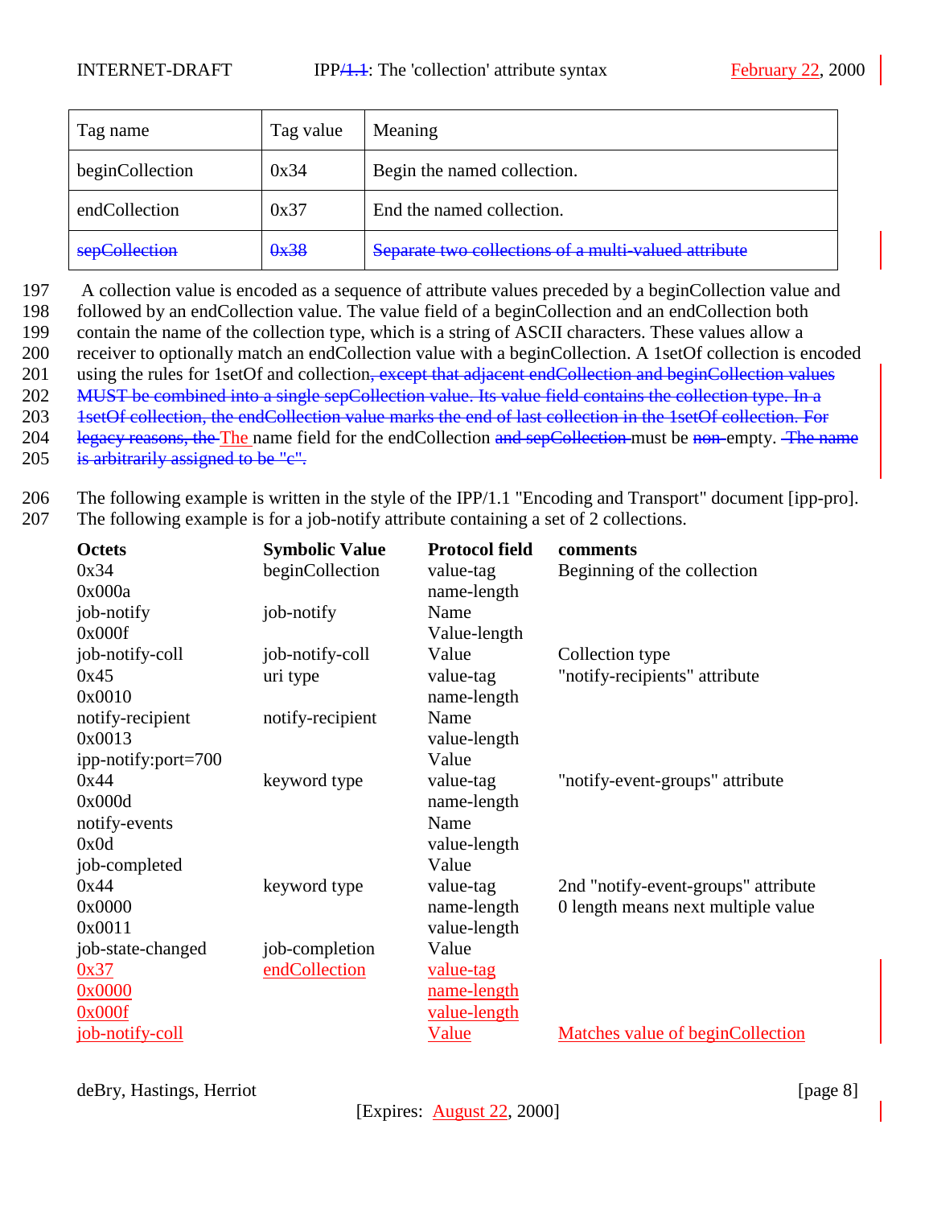| Tag name | Tag value | Meaning |
|---|---|---|
| beginCollection | 0x34 | Begin the named collection. |
| endCollection | 0x37 | End the named collection. |
| ~~sepCollection~~ | ~~0x38~~ | ~~Separate two collections of a multi-valued attribute~~ |

197 A collection value is encoded as a sequence of attribute values preceded by a beginCollection value and
198 followed by an endCollection value. The value field of a beginCollection and an endCollection both
199 contain the name of the collection type, which is a string of ASCII characters. These values allow a
200 receiver to optionally match an endCollection value with a beginCollection. A 1setOf collection is encoded
201 using the rules for 1setOf and collection~~, except that adjacent endCollection and beginCollection values~~
202 ~~MUST be combined into a single sepCollection value. Its value field contains the collection type. In a~~
203 ~~1setOf collection, the endCollection value marks the end of last collection in the 1setOf collection. For~~
204 ~~legacy reasons, the~~ The name field for the endCollection ~~and sepCollection~~ must be ~~non-~~empty. ~~The name~~
205 ~~is arbitrarily assigned to be "c".~~

206 The following example is written in the style of the IPP/1.1 "Encoding and Transport" document [ipp-pro].
207 The following example is for a job-notify attribute containing a set of 2 collections.

| **Octets** | **Symbolic Value** | **Protocol field** | **comments** |
|---|---|---|---|
| 0x34 | beginCollection | value-tag | Beginning of the collection |
| 0x000a | | name-length | |
| job-notify | job-notify | Name | |
| 0x000f | | Value-length | |
| job-notify-coll | job-notify-coll | Value | Collection type |
| 0x45 | uri type | value-tag | "notify-recipients" attribute |
| 0x0010 | | name-length | |
| notify-recipient | notify-recipient | Name | |
| 0x0013 | | value-length | |
| ipp-notify:port=700 | | Value | |
| 0x44 | keyword type | value-tag | "notify-event-groups" attribute |
| 0x000d | | name-length | |
| notify-events | | Name | |
| 0x0d | | value-length | |
| job-completed | | Value | |
| 0x44 | keyword type | value-tag | 2nd "notify-event-groups" attribute |
| 0x0000 | | name-length | 0 length means next multiple value |
| 0x0011 | | value-length | |
| job-state-changed | job-completion | Value | |
| 0x37 | endCollection | value-tag | |
| 0x0000 | | name-length | |
| 0x000f | | value-length | |
| job-notify-coll | | Value | Matches value of beginCollection |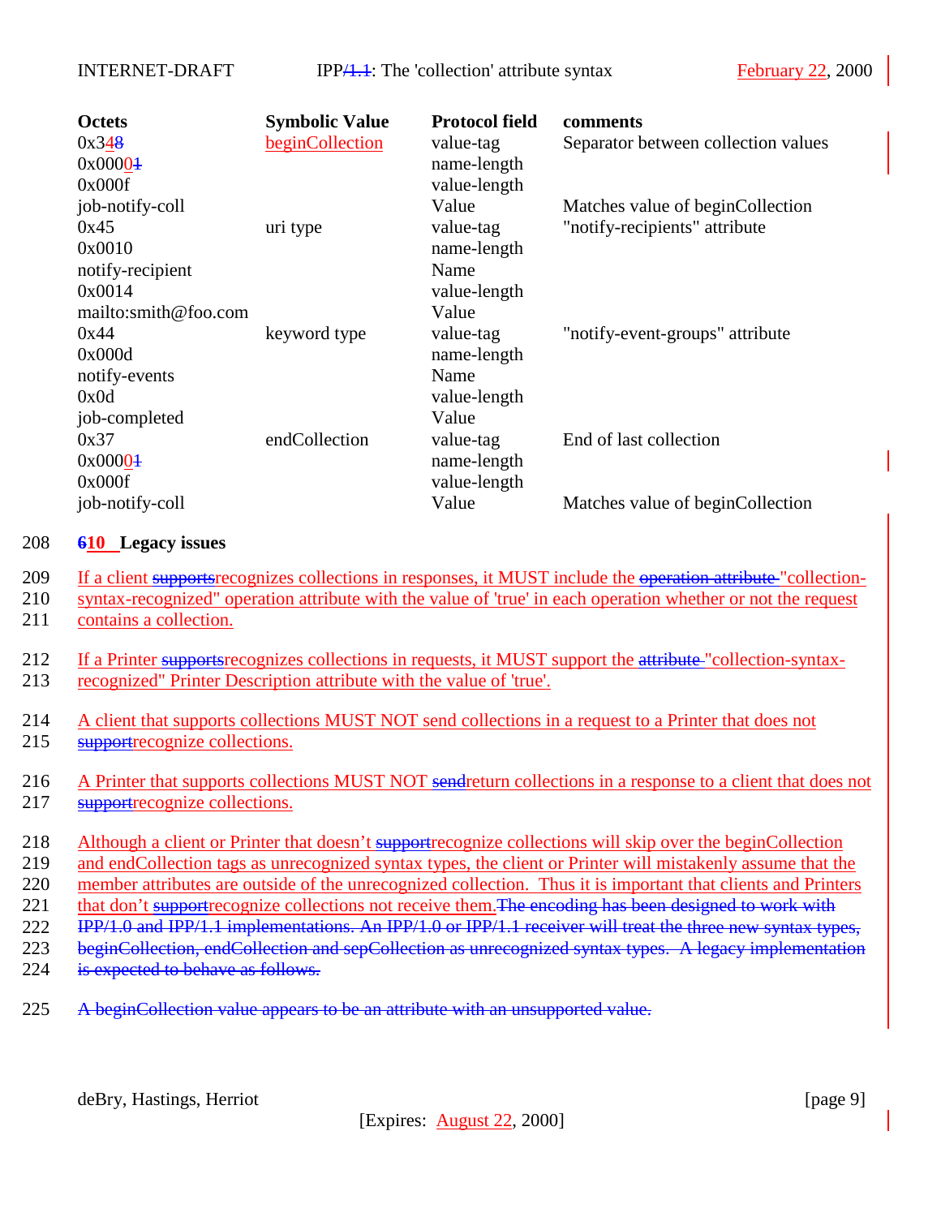| Octets | Symbolic Value | Protocol field | comments |
|---|---|---|---|
| 0x348 | beginCollection | value-tag | Separator between collection values |
| 0x000001 | | name-length | |
| 0x000f | | value-length | |
| job-notify-coll | | Value | Matches value of beginCollection |
| 0x45 | uri type | value-tag | "notify-recipients" attribute |
| 0x0010 | | name-length | |
| notify-recipient | | Name | |
| 0x0014 | | value-length | |
| mailto:smith@foo.com | | Value | |
| 0x44 | keyword type | value-tag | "notify-event-groups" attribute |
| 0x000d | | name-length | |
| notify-events | | Name | |
| 0x0d | | value-length | |
| job-completed | | Value | |
| 0x37 | endCollection | value-tag | End of last collection |
| 0x000001 | | name-length | |
| 0x000f | | value-length | |
| job-notify-coll | | Value | Matches value of beginCollection |

## 610 Legacy issues

If a client supportsrecognizes collections in responses, it MUST include the operation attribute "collection-syntax-recognized" operation attribute with the value of 'true' in each operation whether or not the request contains a collection.

If a Printer supportsrecognizes collections in requests, it MUST support the attribute "collection-syntax-recognized" Printer Description attribute with the value of 'true'.

A client that supports collections MUST NOT send collections in a request to a Printer that does not supportrecognize collections.

A Printer that supports collections MUST NOT sendreturn collections in a response to a client that does not supportrecognize collections.

Although a client or Printer that doesn't supportrecognize collections will skip over the beginCollection and endCollection tags as unrecognized syntax types, the client or Printer will mistakenly assume that the member attributes are outside of the unrecognized collection. Thus it is important that clients and Printers that don't supportrecognize collections not receive them.The encoding has been designed to work with IPP/1.0 and IPP/1.1 implementations. An IPP/1.0 or IPP/1.1 receiver will treat the three new syntax types, beginCollection, endCollection and sepCollection as unrecognized syntax types. A legacy implementation is expected to behave as follows.

A beginCollection value appears to be an attribute with an unsupported value.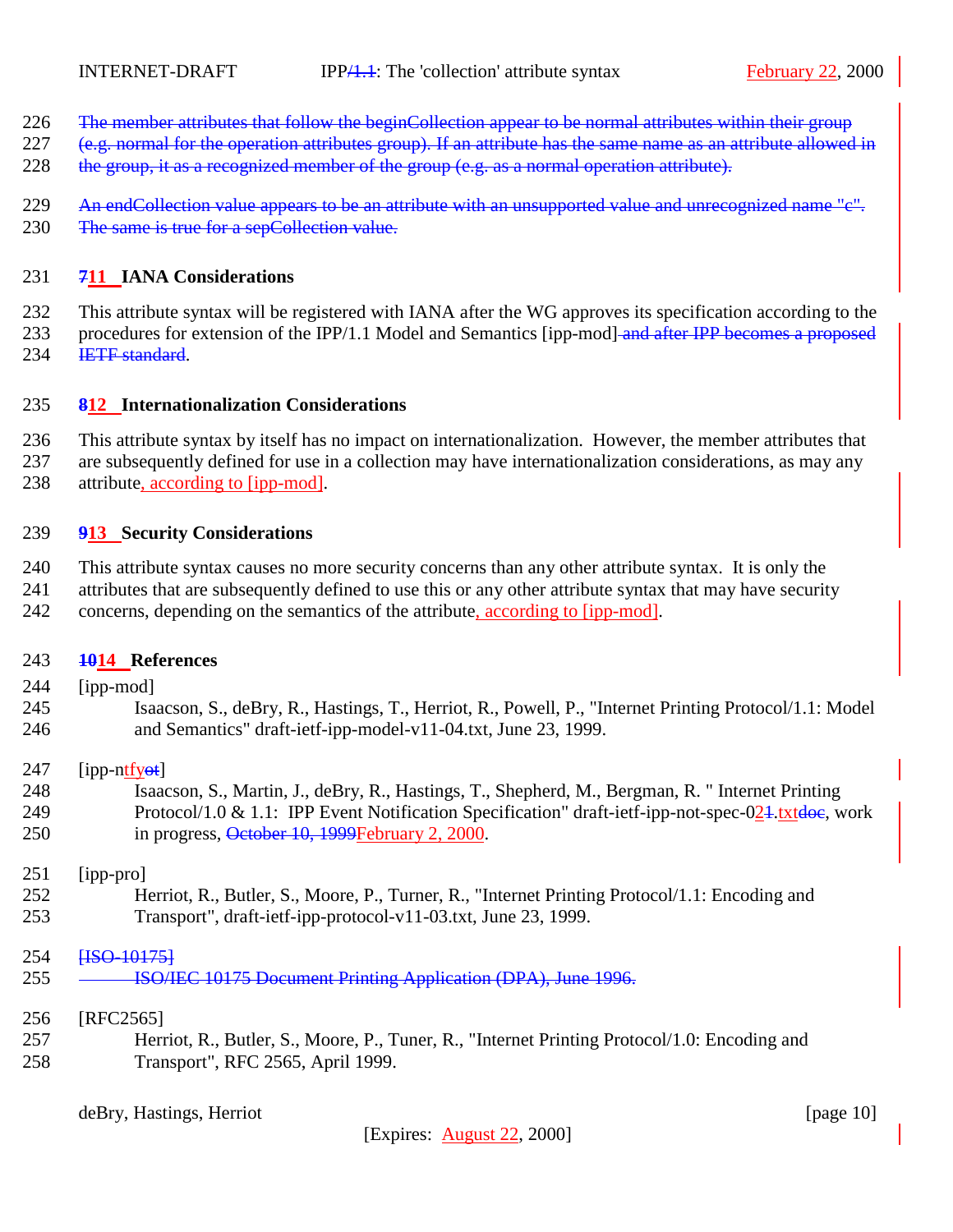~~The member attributes that follow the beginCollection appear to be normal attributes within their group (e.g. normal for the operation attributes group). If an attribute has the same name as an attribute allowed in the group, it as a recognized member of the group (e.g. as a normal operation attribute).~~

~~An endCollection value appears to be an attribute with an unsupported value and unrecognized name "c". The same is true for a sepCollection value.~~

## ~~7~~11 IANA Considerations

This attribute syntax will be registered with IANA after the WG approves its specification according to the procedures for extension of the IPP/1.1 Model and Semantics [ipp-mod] ~~and after IPP becomes a proposed IETF standard~~.

## ~~8~~12 Internationalization Considerations

This attribute syntax by itself has no impact on internationalization. However, the member attributes that are subsequently defined for use in a collection may have internationalization considerations, as may any attribute, according to [ipp-mod].

## ~~9~~13 Security Considerations

This attribute syntax causes no more security concerns than any other attribute syntax. It is only the attributes that are subsequently defined to use this or any other attribute syntax that may have security concerns, depending on the semantics of the attribute, according to [ipp-mod].

## ~~10~~14 References

[ipp-mod]
Isaacson, S., deBry, R., Hastings, T., Herriot, R., Powell, P., "Internet Printing Protocol/1.1: Model and Semantics" draft-ietf-ipp-model-v11-04.txt, June 23, 1999.

[ipp-ntfy~~ot~~]
Isaacson, S., Martin, J., deBry, R., Hastings, T., Shepherd, M., Bergman, R. " Internet Printing Protocol/1.0 & 1.1: IPP Event Notification Specification" draft-ietf-ipp-not-spec-02~~1~~.txt~~doc~~, work in progress, ~~October 10, 1999~~February 2, 2000.

[ipp-pro]
Herriot, R., Butler, S., Moore, P., Turner, R., "Internet Printing Protocol/1.1: Encoding and Transport", draft-ietf-ipp-protocol-v11-03.txt, June 23, 1999.

~~[ISO-10175]~~
~~ISO/IEC 10175 Document Printing Application (DPA), June 1996.~~

[RFC2565]
Herriot, R., Butler, S., Moore, P., Tuner, R., "Internet Printing Protocol/1.0: Encoding and Transport", RFC 2565, April 1999.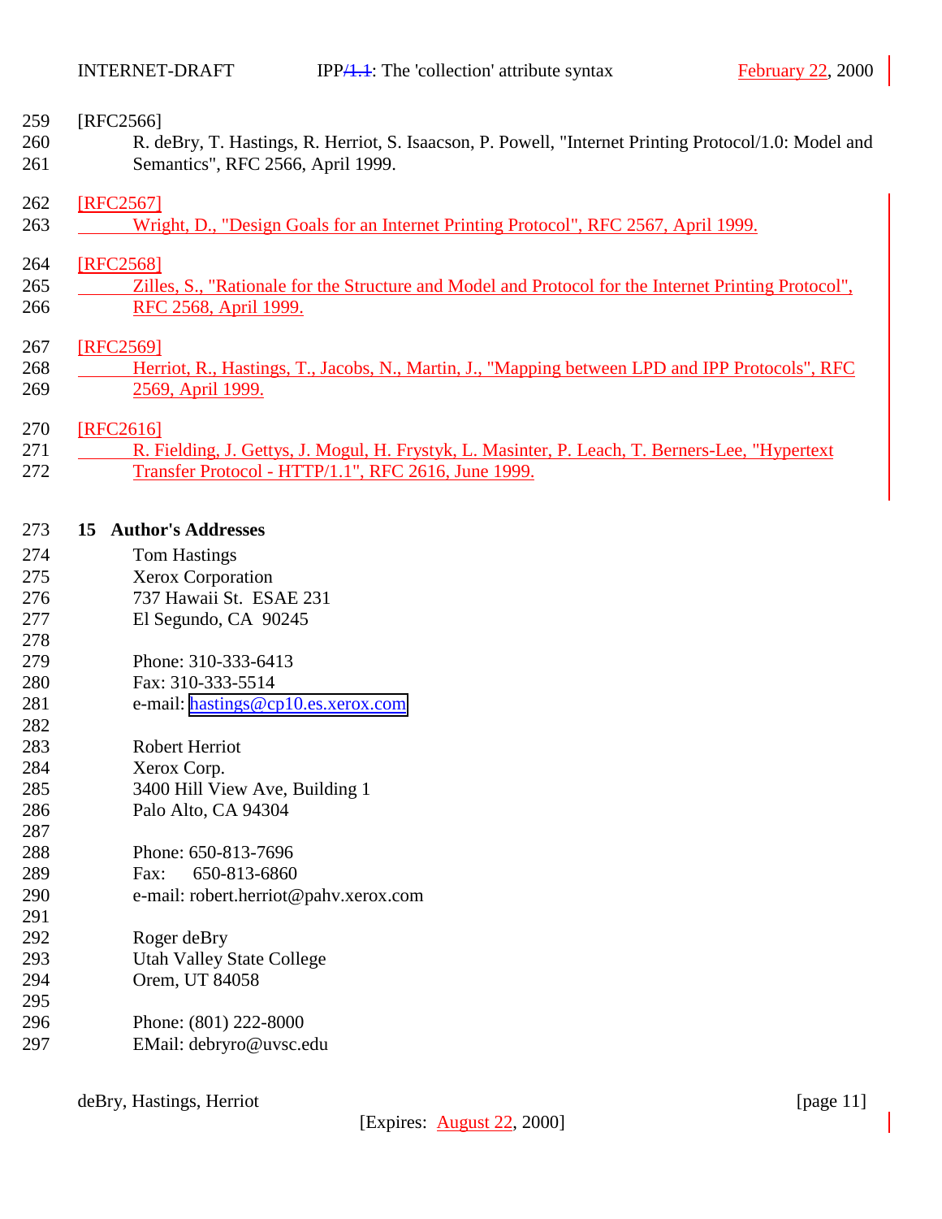[RFC2566]

R. deBry, T. Hastings, R. Herriot, S. Isaacson, P. Powell, "Internet Printing Protocol/1.0: Model and Semantics", RFC 2566, April 1999.

[RFC2567]

Wright, D., "Design Goals for an Internet Printing Protocol", RFC 2567, April 1999.

[RFC2568]

Zilles, S., "Rationale for the Structure and Model and Protocol for the Internet Printing Protocol", RFC 2568, April 1999.

[RFC2569]

Herriot, R., Hastings, T., Jacobs, N., Martin, J., "Mapping between LPD and IPP Protocols", RFC 2569, April 1999.

[RFC2616]

R. Fielding, J. Gettys, J. Mogul, H. Frystyk, L. Masinter, P. Leach, T. Berners-Lee, "Hypertext Transfer Protocol - HTTP/1.1", RFC 2616, June 1999.

## 15 Author's Addresses

Tom Hastings
Xerox Corporation
737 Hawaii St. ESAE 231
El Segundo, CA 90245

Phone: 310-333-6413
Fax: 310-333-5514
e-mail: hastings@cp10.es.xerox.com

Robert Herriot
Xerox Corp.
3400 Hill View Ave, Building 1
Palo Alto, CA 94304

Phone: 650-813-7696
Fax: 650-813-6860
e-mail: robert.herriot@pahv.xerox.com

Roger deBry
Utah Valley State College
Orem, UT 84058

Phone: (801) 222-8000
EMail: debryro@uvsc.edu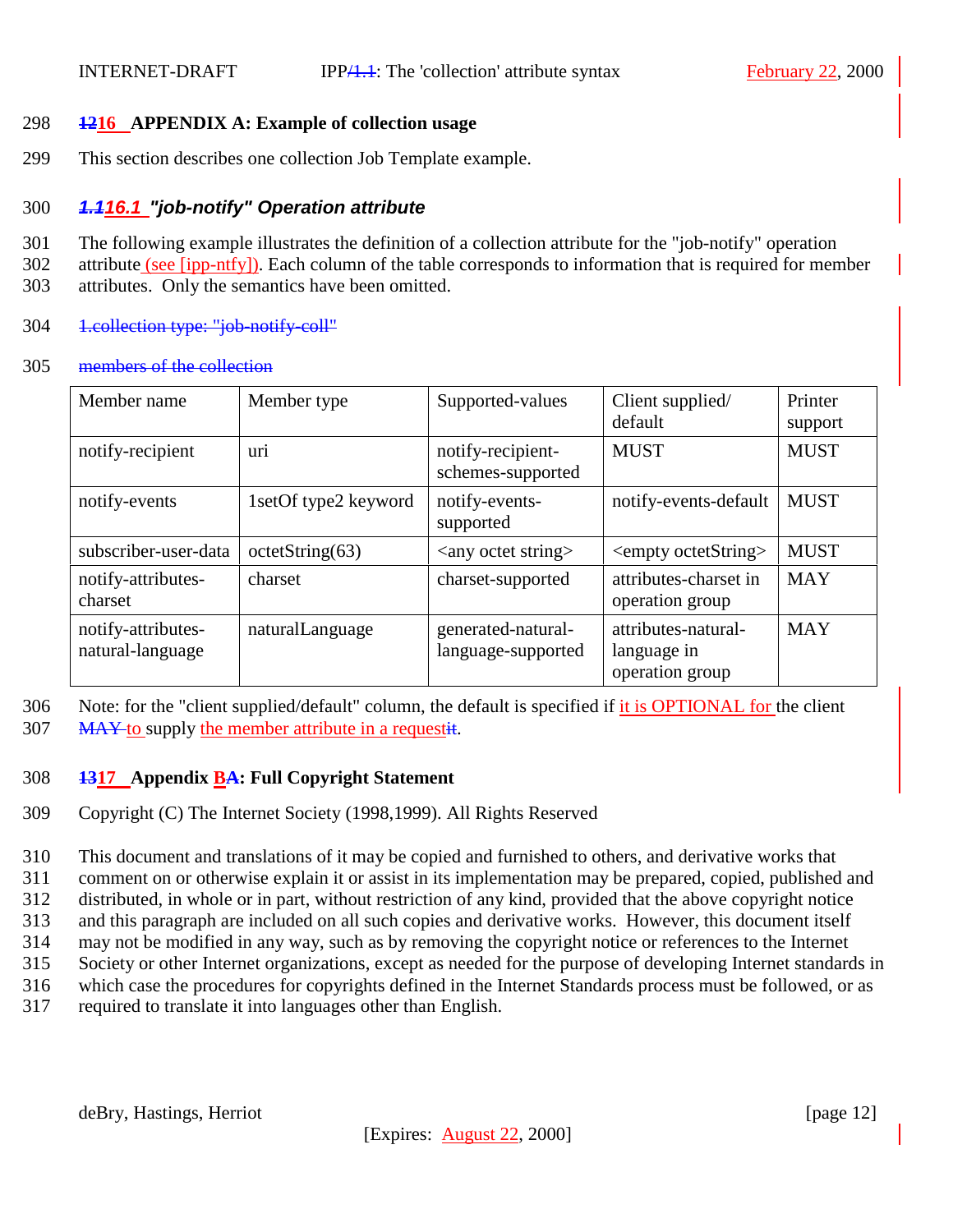## 16 APPENDIX A: Example of collection usage

This section describes one collection Job Template example.

### 16.1 "job-notify" Operation attribute

The following example illustrates the definition of a collection attribute for the "job-notify" operation attribute (see [ipp-ntfy]). Each column of the table corresponds to information that is required for member attributes. Only the semantics have been omitted.

| Member name | Member type | Supported-values | Client supplied/ default | Printer support |
|---|---|---|---|---|
| notify-recipient | uri | notify-recipient-schemes-supported | MUST | MUST |
| notify-events | 1setOf type2 keyword | notify-events-supported | notify-events-default | MUST |
| subscriber-user-data | octetString(63) | <any octet string> | <empty octetString> | MUST |
| notify-attributes-charset | charset | charset-supported | attributes-charset in operation group | MAY |
| notify-attributes-natural-language | naturalLanguage | generated-natural-language-supported | attributes-natural-language in operation group | MAY |

Note: for the "client supplied/default" column, the default is specified if it is OPTIONAL for the client to supply the member attribute in a request.

## 17 Appendix B: Full Copyright Statement

Copyright (C) The Internet Society (1998,1999). All Rights Reserved

This document and translations of it may be copied and furnished to others, and derivative works that comment on or otherwise explain it or assist in its implementation may be prepared, copied, published and distributed, in whole or in part, without restriction of any kind, provided that the above copyright notice and this paragraph are included on all such copies and derivative works. However, this document itself may not be modified in any way, such as by removing the copyright notice or references to the Internet Society or other Internet organizations, except as needed for the purpose of developing Internet standards in which case the procedures for copyrights defined in the Internet Standards process must be followed, or as required to translate it into languages other than English.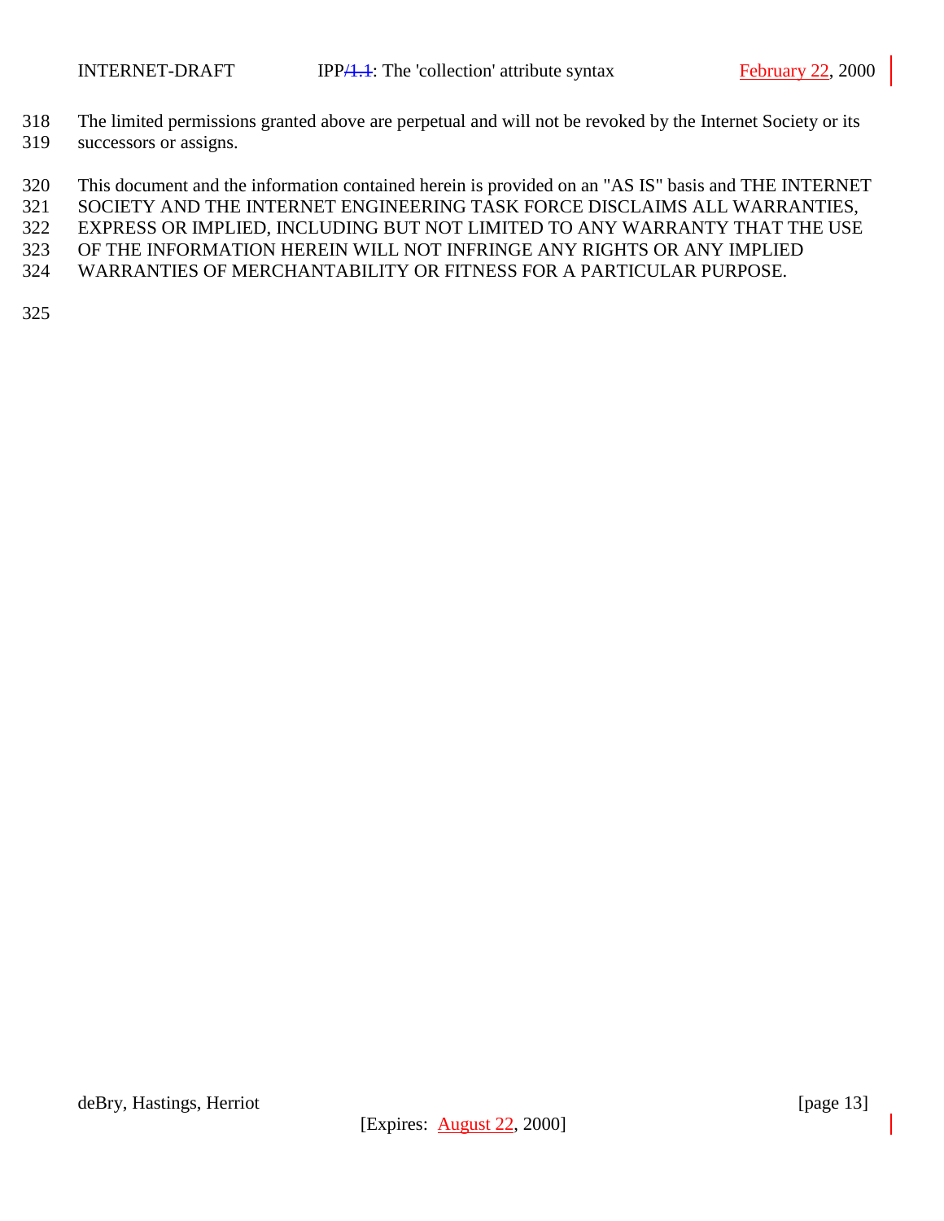The limited permissions granted above are perpetual and will not be revoked by the Internet Society or its successors or assigns.

This document and the information contained herein is provided on an "AS IS" basis and THE INTERNET SOCIETY AND THE INTERNET ENGINEERING TASK FORCE DISCLAIMS ALL WARRANTIES, EXPRESS OR IMPLIED, INCLUDING BUT NOT LIMITED TO ANY WARRANTY THAT THE USE OF THE INFORMATION HEREIN WILL NOT INFRINGE ANY RIGHTS OR ANY IMPLIED WARRANTIES OF MERCHANTABILITY OR FITNESS FOR A PARTICULAR PURPOSE.